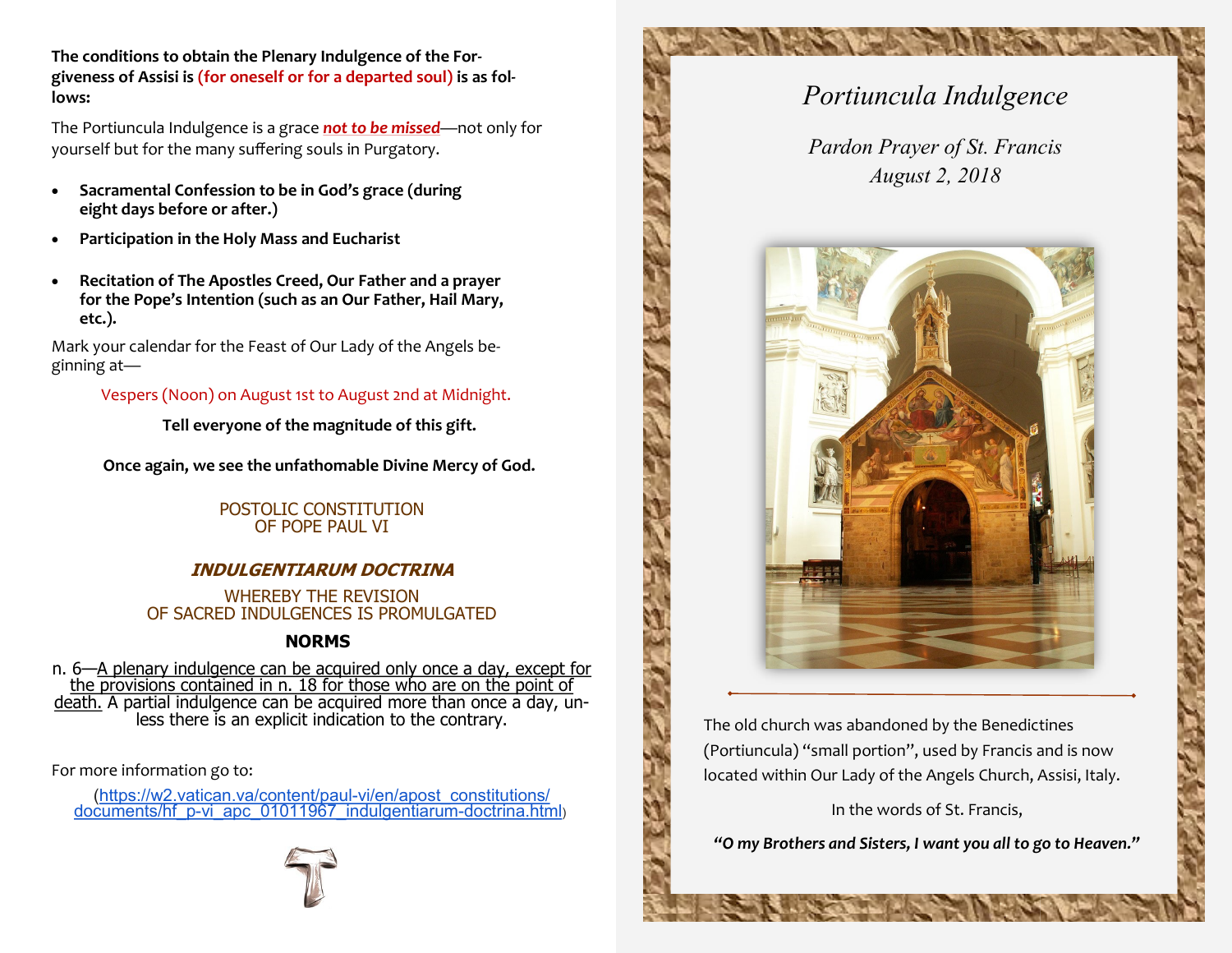**The conditions to obtain the Plenary Indulgence of the Forgiveness of Assisi is (for oneself or for a departed soul) is as follows:**

The Portiuncula Indulgence is a grace ***not to be missed***—not only for yourself but for the many suffering souls in Purgatory.

- **Sacramental Confession to be in God's grace (during eight days before or after.)**
- **Participation in the Holy Mass and Eucharist**
- **Recitation of The Apostles Creed, Our Father and a prayer for the Pope's Intention (such as an Our Father, Hail Mary, etc.).**

Mark your calendar for the Feast of Our Lady of the Angels beginning at—

Vespers (Noon) on August 1st to August 2nd at Midnight.

**Tell everyone of the magnitude of this gift.**

**Once again, we see the unfathomable Divine Mercy of God.**

POSTOLIC CONSTITUTION
OF POPE PAUL VI

***INDULGENTIARUM DOCTRINA***

WHEREBY THE REVISION
OF SACRED INDULGENCES IS PROMULGATED

**NORMS**

n. 6—A plenary indulgence can be acquired only once a day, except for the provisions contained in n. 18 for those who are on the point of death. A partial indulgence can be acquired more than once a day, unless there is an explicit indication to the contrary.

For more information go to:

(https://w2.vatican.va/content/paul-vi/en/apost_constitutions/documents/hf_p-vi_apc_01011967_indulgentiarum-doctrina.html)

# *Portiuncula Indulgence*

*Pardon Prayer of St. Francis*
*August 2, 2018*

The old church was abandoned by the Benedictines (Portiuncula) "small portion", used by Francis and is now located within Our Lady of the Angels Church, Assisi, Italy.

In the words of St. Francis,

***"O my Brothers and Sisters, I want you all to go to Heaven."***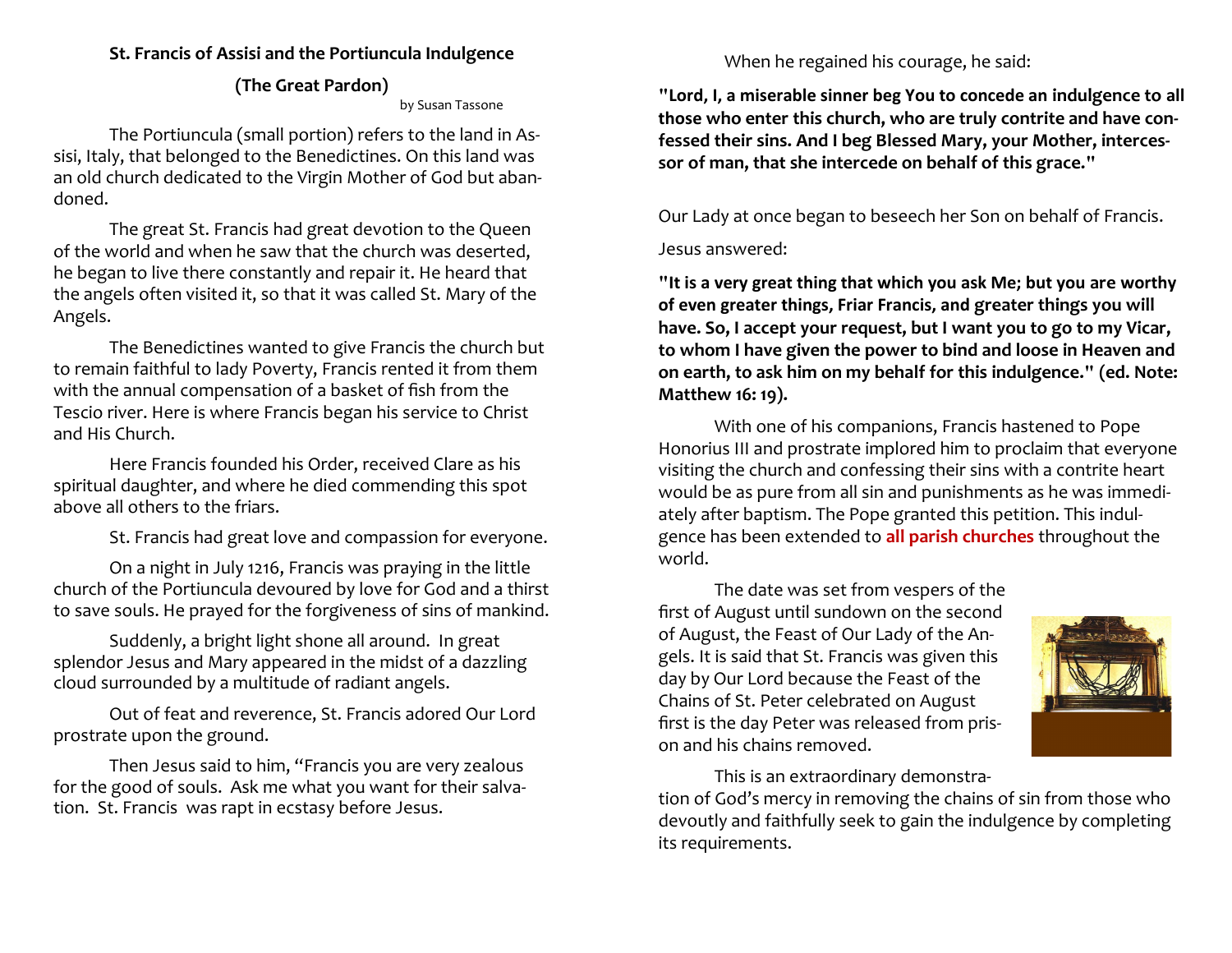**St. Francis of Assisi and the Portiuncula Indulgence**

**(The Great Pardon)**

by Susan Tassone

The Portiuncula (small portion) refers to the land in Assisi, Italy, that belonged to the Benedictines. On this land was an old church dedicated to the Virgin Mother of God but abandoned.

The great St. Francis had great devotion to the Queen of the world and when he saw that the church was deserted, he began to live there constantly and repair it. He heard that the angels often visited it, so that it was called St. Mary of the Angels.

The Benedictines wanted to give Francis the church but to remain faithful to lady Poverty, Francis rented it from them with the annual compensation of a basket of fish from the Tescio river. Here is where Francis began his service to Christ and His Church.

Here Francis founded his Order, received Clare as his spiritual daughter, and where he died commending this spot above all others to the friars.

St. Francis had great love and compassion for everyone.

On a night in July 1216, Francis was praying in the little church of the Portiuncula devoured by love for God and a thirst to save souls. He prayed for the forgiveness of sins of mankind.

Suddenly, a bright light shone all around. In great splendor Jesus and Mary appeared in the midst of a dazzling cloud surrounded by a multitude of radiant angels.

Out of feat and reverence, St. Francis adored Our Lord prostrate upon the ground.

Then Jesus said to him, "Francis you are very zealous for the good of souls. Ask me what you want for their salvation. St. Francis was rapt in ecstasy before Jesus.

When he regained his courage, he said:

**"Lord, I, a miserable sinner beg You to concede an indulgence to all those who enter this church, who are truly contrite and have confessed their sins. And I beg Blessed Mary, your Mother, intercessor of man, that she intercede on behalf of this grace."**

Our Lady at once began to beseech her Son on behalf of Francis.

Jesus answered:

**"It is a very great thing that which you ask Me; but you are worthy of even greater things, Friar Francis, and greater things you will have. So, I accept your request, but I want you to go to my Vicar, to whom I have given the power to bind and loose in Heaven and on earth, to ask him on my behalf for this indulgence." (ed. Note: Matthew 16: 19).**

With one of his companions, Francis hastened to Pope Honorius III and prostrate implored him to proclaim that everyone visiting the church and confessing their sins with a contrite heart would be as pure from all sin and punishments as he was immediately after baptism. The Pope granted this petition. This indulgence has been extended to **all parish churches** throughout the world.

The date was set from vespers of the first of August until sundown on the second of August, the Feast of Our Lady of the Angels. It is said that St. Francis was given this day by Our Lord because the Feast of the Chains of St. Peter celebrated on August first is the day Peter was released from prison and his chains removed.

This is an extraordinary demonstration of God's mercy in removing the chains of sin from those who devoutly and faithfully seek to gain the indulgence by completing its requirements.